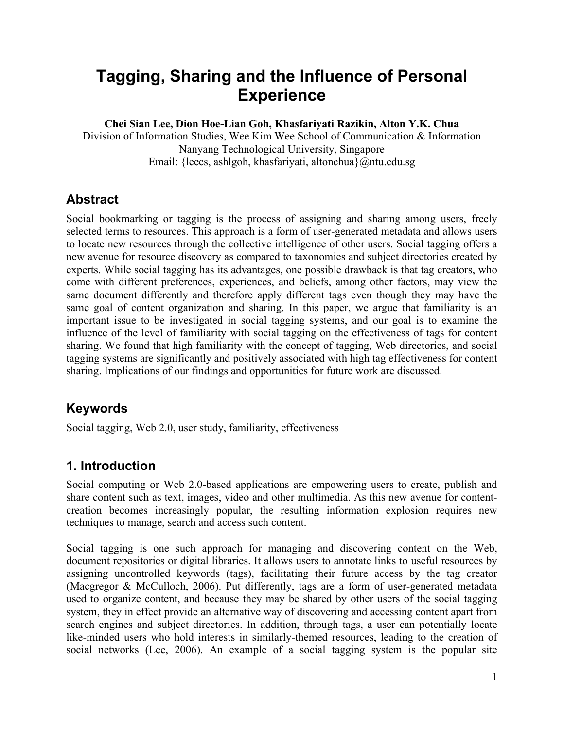# Tagging, Sharing and the Influence of Personal Experience

**Chei Sian Lee, Dion Hoe-Lian Goh, Khasfariyati Razikin, Alton Y.K. Chua**
Division of Information Studies, Wee Kim Wee School of Communication & Information
Nanyang Technological University, Singapore
Email: {leecs, ashlgoh, khasfariyati, altonchua}@ntu.edu.sg

## Abstract

Social bookmarking or tagging is the process of assigning and sharing among users, freely selected terms to resources. This approach is a form of user-generated metadata and allows users to locate new resources through the collective intelligence of other users. Social tagging offers a new avenue for resource discovery as compared to taxonomies and subject directories created by experts. While social tagging has its advantages, one possible drawback is that tag creators, who come with different preferences, experiences, and beliefs, among other factors, may view the same document differently and therefore apply different tags even though they may have the same goal of content organization and sharing. In this paper, we argue that familiarity is an important issue to be investigated in social tagging systems, and our goal is to examine the influence of the level of familiarity with social tagging on the effectiveness of tags for content sharing. We found that high familiarity with the concept of tagging, Web directories, and social tagging systems are significantly and positively associated with high tag effectiveness for content sharing. Implications of our findings and opportunities for future work are discussed.

## Keywords

Social tagging, Web 2.0, user study, familiarity, effectiveness

## 1. Introduction

Social computing or Web 2.0-based applications are empowering users to create, publish and share content such as text, images, video and other multimedia. As this new avenue for content-creation becomes increasingly popular, the resulting information explosion requires new techniques to manage, search and access such content.

Social tagging is one such approach for managing and discovering content on the Web, document repositories or digital libraries. It allows users to annotate links to useful resources by assigning uncontrolled keywords (tags), facilitating their future access by the tag creator (Macgregor & McCulloch, 2006). Put differently, tags are a form of user-generated metadata used to organize content, and because they may be shared by other users of the social tagging system, they in effect provide an alternative way of discovering and accessing content apart from search engines and subject directories. In addition, through tags, a user can potentially locate like-minded users who hold interests in similarly-themed resources, leading to the creation of social networks (Lee, 2006). An example of a social tagging system is the popular site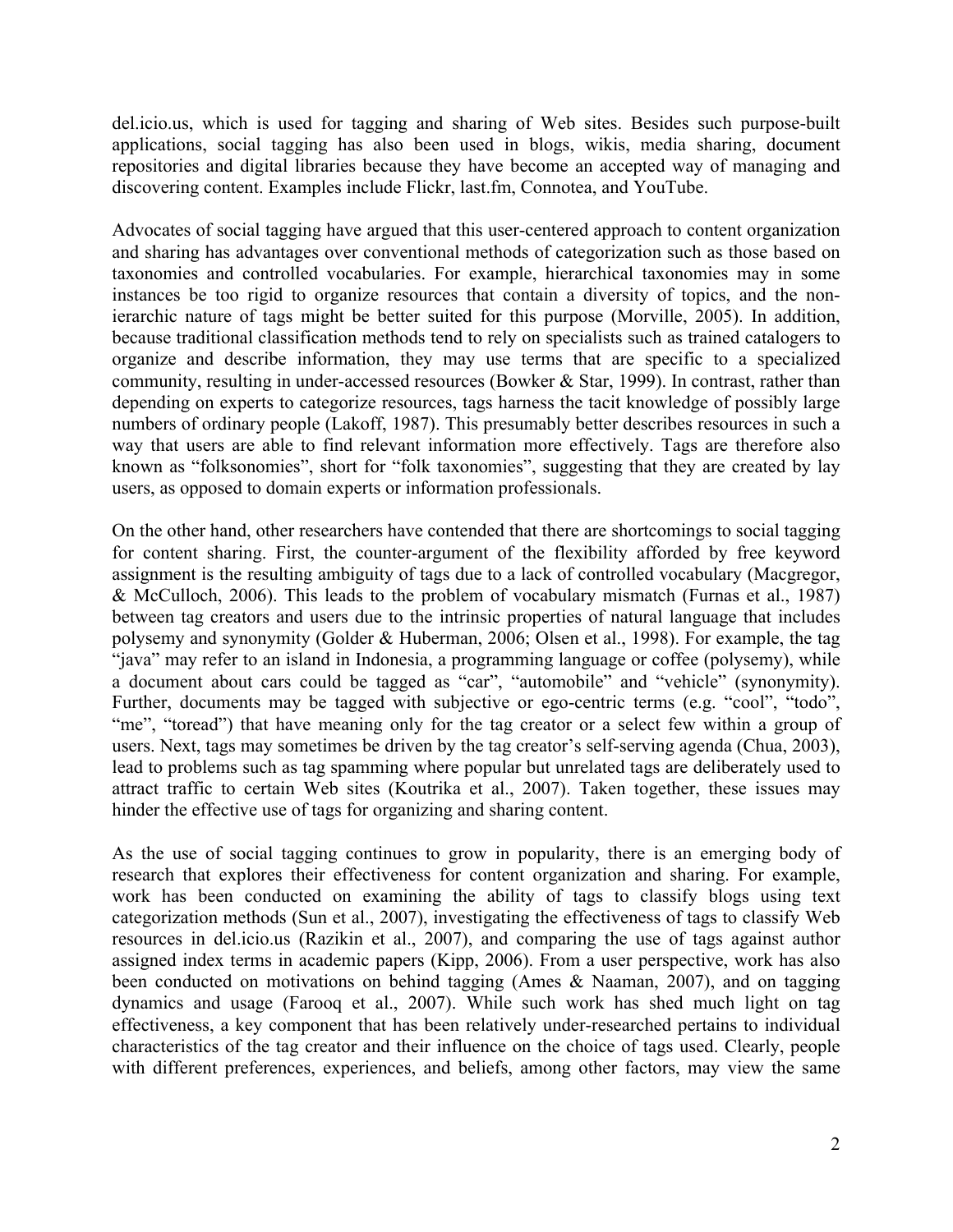del.icio.us, which is used for tagging and sharing of Web sites. Besides such purpose-built applications, social tagging has also been used in blogs, wikis, media sharing, document repositories and digital libraries because they have become an accepted way of managing and discovering content. Examples include Flickr, last.fm, Connotea, and YouTube.

Advocates of social tagging have argued that this user-centered approach to content organization and sharing has advantages over conventional methods of categorization such as those based on taxonomies and controlled vocabularies. For example, hierarchical taxonomies may in some instances be too rigid to organize resources that contain a diversity of topics, and the non-ierarchic nature of tags might be better suited for this purpose (Morville, 2005). In addition, because traditional classification methods tend to rely on specialists such as trained catalogers to organize and describe information, they may use terms that are specific to a specialized community, resulting in under-accessed resources (Bowker & Star, 1999). In contrast, rather than depending on experts to categorize resources, tags harness the tacit knowledge of possibly large numbers of ordinary people (Lakoff, 1987). This presumably better describes resources in such a way that users are able to find relevant information more effectively. Tags are therefore also known as "folksonomies", short for "folk taxonomies", suggesting that they are created by lay users, as opposed to domain experts or information professionals.

On the other hand, other researchers have contended that there are shortcomings to social tagging for content sharing. First, the counter-argument of the flexibility afforded by free keyword assignment is the resulting ambiguity of tags due to a lack of controlled vocabulary (Macgregor, & McCulloch, 2006). This leads to the problem of vocabulary mismatch (Furnas et al., 1987) between tag creators and users due to the intrinsic properties of natural language that includes polysemy and synonymity (Golder & Huberman, 2006; Olsen et al., 1998). For example, the tag "java" may refer to an island in Indonesia, a programming language or coffee (polysemy), while a document about cars could be tagged as "car", "automobile" and "vehicle" (synonymity). Further, documents may be tagged with subjective or ego-centric terms (e.g. "cool", "todo", "me", "toread") that have meaning only for the tag creator or a select few within a group of users. Next, tags may sometimes be driven by the tag creator's self-serving agenda (Chua, 2003), lead to problems such as tag spamming where popular but unrelated tags are deliberately used to attract traffic to certain Web sites (Koutrika et al., 2007). Taken together, these issues may hinder the effective use of tags for organizing and sharing content.

As the use of social tagging continues to grow in popularity, there is an emerging body of research that explores their effectiveness for content organization and sharing. For example, work has been conducted on examining the ability of tags to classify blogs using text categorization methods (Sun et al., 2007), investigating the effectiveness of tags to classify Web resources in del.icio.us (Razikin et al., 2007), and comparing the use of tags against author assigned index terms in academic papers (Kipp, 2006). From a user perspective, work has also been conducted on motivations on behind tagging (Ames & Naaman, 2007), and on tagging dynamics and usage (Farooq et al., 2007). While such work has shed much light on tag effectiveness, a key component that has been relatively under-researched pertains to individual characteristics of the tag creator and their influence on the choice of tags used. Clearly, people with different preferences, experiences, and beliefs, among other factors, may view the same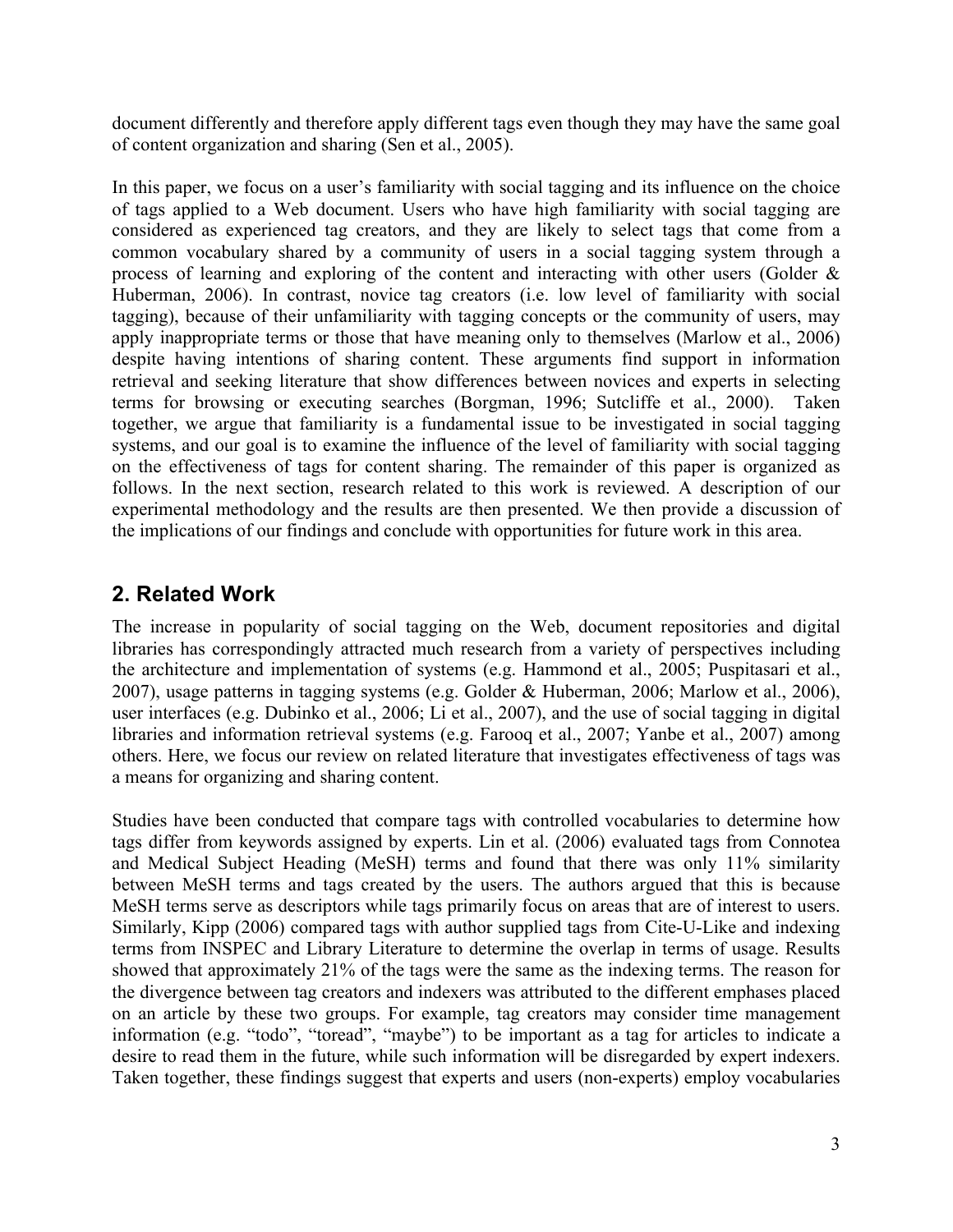document differently and therefore apply different tags even though they may have the same goal of content organization and sharing (Sen et al., 2005).

In this paper, we focus on a user's familiarity with social tagging and its influence on the choice of tags applied to a Web document. Users who have high familiarity with social tagging are considered as experienced tag creators, and they are likely to select tags that come from a common vocabulary shared by a community of users in a social tagging system through a process of learning and exploring of the content and interacting with other users (Golder & Huberman, 2006). In contrast, novice tag creators (i.e. low level of familiarity with social tagging), because of their unfamiliarity with tagging concepts or the community of users, may apply inappropriate terms or those that have meaning only to themselves (Marlow et al., 2006) despite having intentions of sharing content. These arguments find support in information retrieval and seeking literature that show differences between novices and experts in selecting terms for browsing or executing searches (Borgman, 1996; Sutcliffe et al., 2000). Taken together, we argue that familiarity is a fundamental issue to be investigated in social tagging systems, and our goal is to examine the influence of the level of familiarity with social tagging on the effectiveness of tags for content sharing. The remainder of this paper is organized as follows. In the next section, research related to this work is reviewed. A description of our experimental methodology and the results are then presented. We then provide a discussion of the implications of our findings and conclude with opportunities for future work in this area.

## 2. Related Work

The increase in popularity of social tagging on the Web, document repositories and digital libraries has correspondingly attracted much research from a variety of perspectives including the architecture and implementation of systems (e.g. Hammond et al., 2005; Puspitasari et al., 2007), usage patterns in tagging systems (e.g. Golder & Huberman, 2006; Marlow et al., 2006), user interfaces (e.g. Dubinko et al., 2006; Li et al., 2007), and the use of social tagging in digital libraries and information retrieval systems (e.g. Farooq et al., 2007; Yanbe et al., 2007) among others. Here, we focus our review on related literature that investigates effectiveness of tags was a means for organizing and sharing content.

Studies have been conducted that compare tags with controlled vocabularies to determine how tags differ from keywords assigned by experts. Lin et al. (2006) evaluated tags from Connotea and Medical Subject Heading (MeSH) terms and found that there was only 11% similarity between MeSH terms and tags created by the users. The authors argued that this is because MeSH terms serve as descriptors while tags primarily focus on areas that are of interest to users. Similarly, Kipp (2006) compared tags with author supplied tags from Cite-U-Like and indexing terms from INSPEC and Library Literature to determine the overlap in terms of usage. Results showed that approximately 21% of the tags were the same as the indexing terms. The reason for the divergence between tag creators and indexers was attributed to the different emphases placed on an article by these two groups. For example, tag creators may consider time management information (e.g. "todo", "toread", "maybe") to be important as a tag for articles to indicate a desire to read them in the future, while such information will be disregarded by expert indexers. Taken together, these findings suggest that experts and users (non-experts) employ vocabularies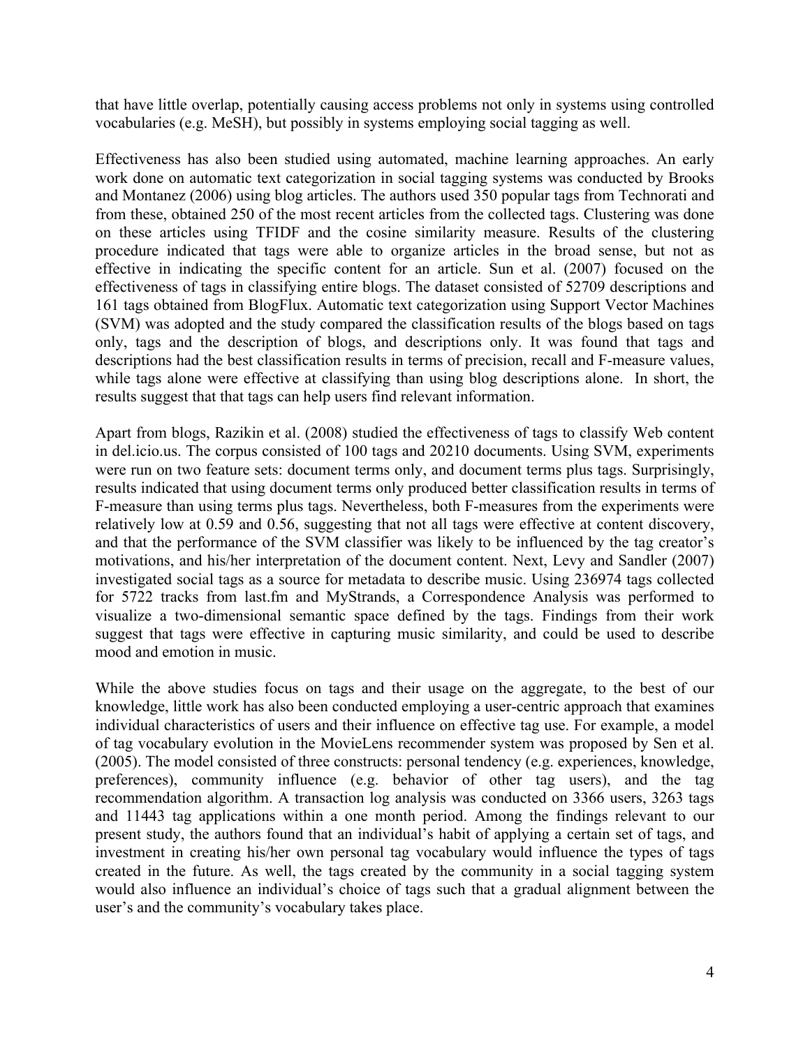that have little overlap, potentially causing access problems not only in systems using controlled vocabularies (e.g. MeSH), but possibly in systems employing social tagging as well.

Effectiveness has also been studied using automated, machine learning approaches. An early work done on automatic text categorization in social tagging systems was conducted by Brooks and Montanez (2006) using blog articles. The authors used 350 popular tags from Technorati and from these, obtained 250 of the most recent articles from the collected tags. Clustering was done on these articles using TFIDF and the cosine similarity measure. Results of the clustering procedure indicated that tags were able to organize articles in the broad sense, but not as effective in indicating the specific content for an article. Sun et al. (2007) focused on the effectiveness of tags in classifying entire blogs. The dataset consisted of 52709 descriptions and 161 tags obtained from BlogFlux. Automatic text categorization using Support Vector Machines (SVM) was adopted and the study compared the classification results of the blogs based on tags only, tags and the description of blogs, and descriptions only. It was found that tags and descriptions had the best classification results in terms of precision, recall and F-measure values, while tags alone were effective at classifying than using blog descriptions alone. In short, the results suggest that that tags can help users find relevant information.

Apart from blogs, Razikin et al. (2008) studied the effectiveness of tags to classify Web content in del.icio.us. The corpus consisted of 100 tags and 20210 documents. Using SVM, experiments were run on two feature sets: document terms only, and document terms plus tags. Surprisingly, results indicated that using document terms only produced better classification results in terms of F-measure than using terms plus tags. Nevertheless, both F-measures from the experiments were relatively low at 0.59 and 0.56, suggesting that not all tags were effective at content discovery, and that the performance of the SVM classifier was likely to be influenced by the tag creator's motivations, and his/her interpretation of the document content. Next, Levy and Sandler (2007) investigated social tags as a source for metadata to describe music. Using 236974 tags collected for 5722 tracks from last.fm and MyStrands, a Correspondence Analysis was performed to visualize a two-dimensional semantic space defined by the tags. Findings from their work suggest that tags were effective in capturing music similarity, and could be used to describe mood and emotion in music.

While the above studies focus on tags and their usage on the aggregate, to the best of our knowledge, little work has also been conducted employing a user-centric approach that examines individual characteristics of users and their influence on effective tag use. For example, a model of tag vocabulary evolution in the MovieLens recommender system was proposed by Sen et al. (2005). The model consisted of three constructs: personal tendency (e.g. experiences, knowledge, preferences), community influence (e.g. behavior of other tag users), and the tag recommendation algorithm. A transaction log analysis was conducted on 3366 users, 3263 tags and 11443 tag applications within a one month period. Among the findings relevant to our present study, the authors found that an individual's habit of applying a certain set of tags, and investment in creating his/her own personal tag vocabulary would influence the types of tags created in the future. As well, the tags created by the community in a social tagging system would also influence an individual's choice of tags such that a gradual alignment between the user's and the community's vocabulary takes place.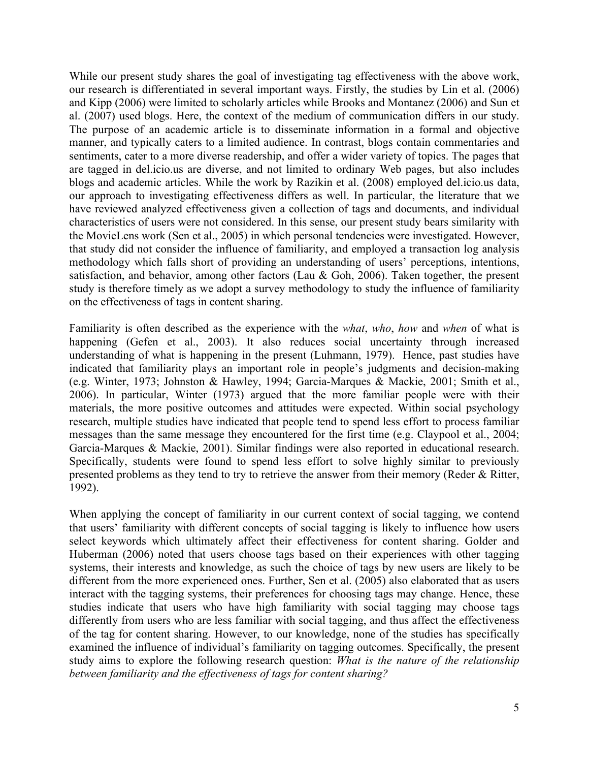While our present study shares the goal of investigating tag effectiveness with the above work, our research is differentiated in several important ways. Firstly, the studies by Lin et al. (2006) and Kipp (2006) were limited to scholarly articles while Brooks and Montanez (2006) and Sun et al. (2007) used blogs. Here, the context of the medium of communication differs in our study. The purpose of an academic article is to disseminate information in a formal and objective manner, and typically caters to a limited audience. In contrast, blogs contain commentaries and sentiments, cater to a more diverse readership, and offer a wider variety of topics. The pages that are tagged in del.icio.us are diverse, and not limited to ordinary Web pages, but also includes blogs and academic articles. While the work by Razikin et al. (2008) employed del.icio.us data, our approach to investigating effectiveness differs as well. In particular, the literature that we have reviewed analyzed effectiveness given a collection of tags and documents, and individual characteristics of users were not considered. In this sense, our present study bears similarity with the MovieLens work (Sen et al., 2005) in which personal tendencies were investigated. However, that study did not consider the influence of familiarity, and employed a transaction log analysis methodology which falls short of providing an understanding of users' perceptions, intentions, satisfaction, and behavior, among other factors (Lau & Goh, 2006). Taken together, the present study is therefore timely as we adopt a survey methodology to study the influence of familiarity on the effectiveness of tags in content sharing.

Familiarity is often described as the experience with the *what*, *who*, *how* and *when* of what is happening (Gefen et al., 2003). It also reduces social uncertainty through increased understanding of what is happening in the present (Luhmann, 1979). Hence, past studies have indicated that familiarity plays an important role in people's judgments and decision-making (e.g. Winter, 1973; Johnston & Hawley, 1994; Garcia-Marques & Mackie, 2001; Smith et al., 2006). In particular, Winter (1973) argued that the more familiar people were with their materials, the more positive outcomes and attitudes were expected. Within social psychology research, multiple studies have indicated that people tend to spend less effort to process familiar messages than the same message they encountered for the first time (e.g. Claypool et al., 2004; Garcia-Marques & Mackie, 2001). Similar findings were also reported in educational research. Specifically, students were found to spend less effort to solve highly similar to previously presented problems as they tend to try to retrieve the answer from their memory (Reder & Ritter, 1992).

When applying the concept of familiarity in our current context of social tagging, we contend that users' familiarity with different concepts of social tagging is likely to influence how users select keywords which ultimately affect their effectiveness for content sharing. Golder and Huberman (2006) noted that users choose tags based on their experiences with other tagging systems, their interests and knowledge, as such the choice of tags by new users are likely to be different from the more experienced ones. Further, Sen et al. (2005) also elaborated that as users interact with the tagging systems, their preferences for choosing tags may change. Hence, these studies indicate that users who have high familiarity with social tagging may choose tags differently from users who are less familiar with social tagging, and thus affect the effectiveness of the tag for content sharing. However, to our knowledge, none of the studies has specifically examined the influence of individual's familiarity on tagging outcomes. Specifically, the present study aims to explore the following research question: *What is the nature of the relationship between familiarity and the effectiveness of tags for content sharing?*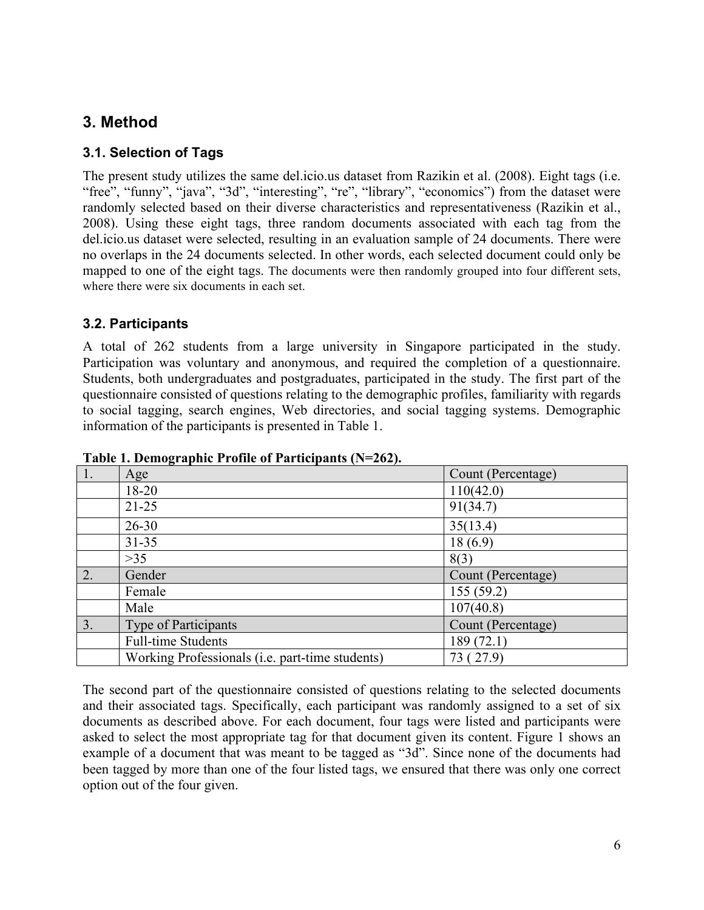## 3. Method

### 3.1. Selection of Tags

The present study utilizes the same del.icio.us dataset from Razikin et al. (2008). Eight tags (i.e. "free", "funny", "java", "3d", "interesting", "re", "library", "economics") from the dataset were randomly selected based on their diverse characteristics and representativeness (Razikin et al., 2008). Using these eight tags, three random documents associated with each tag from the del.icio.us dataset were selected, resulting in an evaluation sample of 24 documents. There were no overlaps in the 24 documents selected. In other words, each selected document could only be mapped to one of the eight tags. The documents were then randomly grouped into four different sets, where there were six documents in each set.

### 3.2. Participants

A total of 262 students from a large university in Singapore participated in the study. Participation was voluntary and anonymous, and required the completion of a questionnaire. Students, both undergraduates and postgraduates, participated in the study. The first part of the questionnaire consisted of questions relating to the demographic profiles, familiarity with regards to social tagging, search engines, Web directories, and social tagging systems. Demographic information of the participants is presented in Table 1.

**Table 1. Demographic Profile of Participants (N=262).**

| 1. | Age | Count (Percentage) |
|---|---|---|
| | 18-20 | 110(42.0) |
| | 21-25 | 91(34.7) |
| | 26-30 | 35(13.4) |
| | 31-35 | 18 (6.9) |
| | >35 | 8(3) |
| 2. | Gender | Count (Percentage) |
| | Female | 155 (59.2) |
| | Male | 107(40.8) |
| 3. | Type of Participants | Count (Percentage) |
| | Full-time Students | 189 (72.1) |
| | Working Professionals (i.e. part-time students) | 73 ( 27.9) |

The second part of the questionnaire consisted of questions relating to the selected documents and their associated tags. Specifically, each participant was randomly assigned to a set of six documents as described above. For each document, four tags were listed and participants were asked to select the most appropriate tag for that document given its content. Figure 1 shows an example of a document that was meant to be tagged as "3d". Since none of the documents had been tagged by more than one of the four listed tags, we ensured that there was only one correct option out of the four given.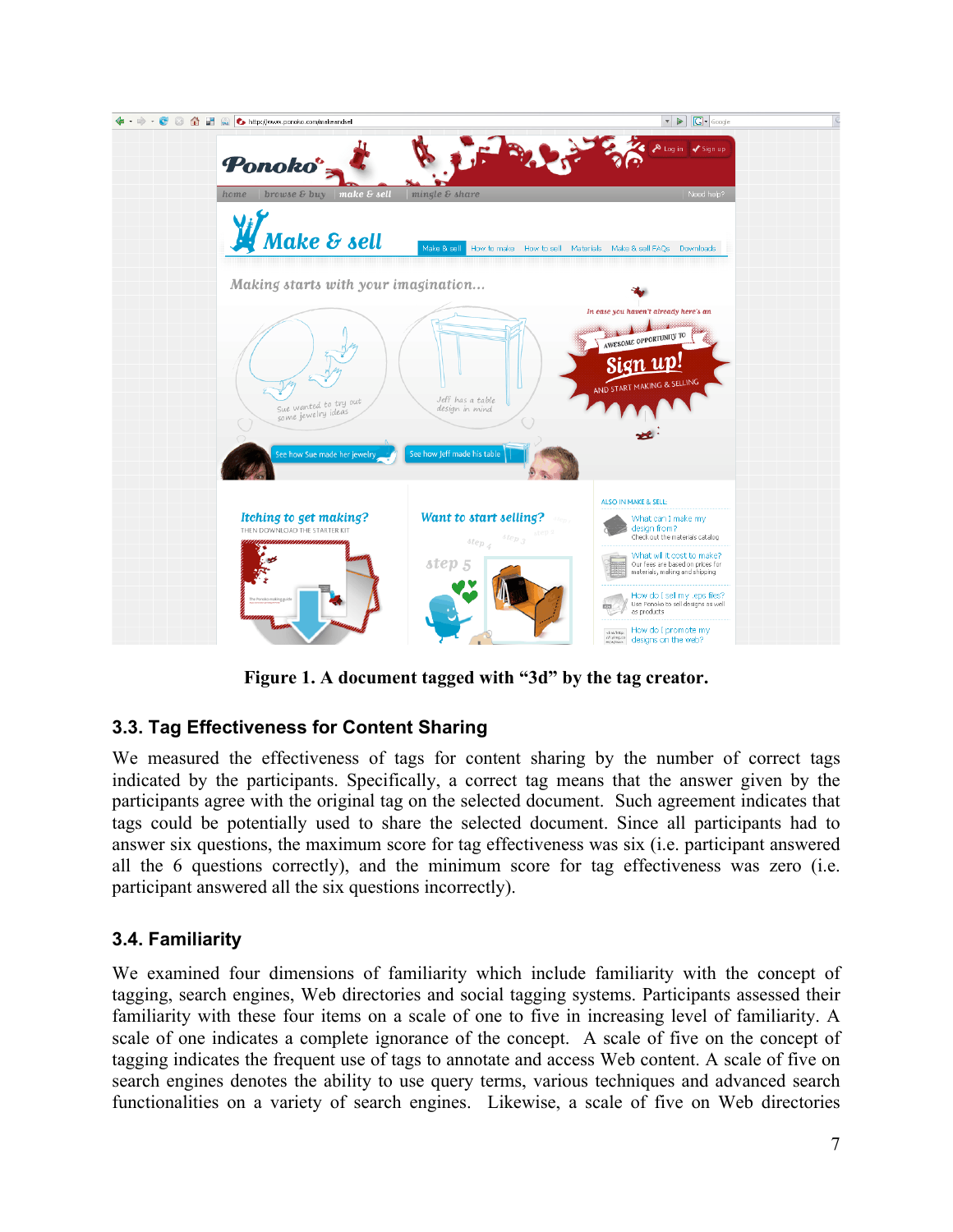Figure 1. A document tagged with “3d” by the tag creator.

### 3.3. Tag Effectiveness for Content Sharing

We measured the effectiveness of tags for content sharing by the number of correct tags indicated by the participants. Specifically, a correct tag means that the answer given by the participants agree with the original tag on the selected document. Such agreement indicates that tags could be potentially used to share the selected document. Since all participants had to answer six questions, the maximum score for tag effectiveness was six (i.e. participant answered all the 6 questions correctly), and the minimum score for tag effectiveness was zero (i.e. participant answered all the six questions incorrectly).

### 3.4. Familiarity

We examined four dimensions of familiarity which include familiarity with the concept of tagging, search engines, Web directories and social tagging systems. Participants assessed their familiarity with these four items on a scale of one to five in increasing level of familiarity. A scale of one indicates a complete ignorance of the concept. A scale of five on the concept of tagging indicates the frequent use of tags to annotate and access Web content. A scale of five on search engines denotes the ability to use query terms, various techniques and advanced search functionalities on a variety of search engines. Likewise, a scale of five on Web directories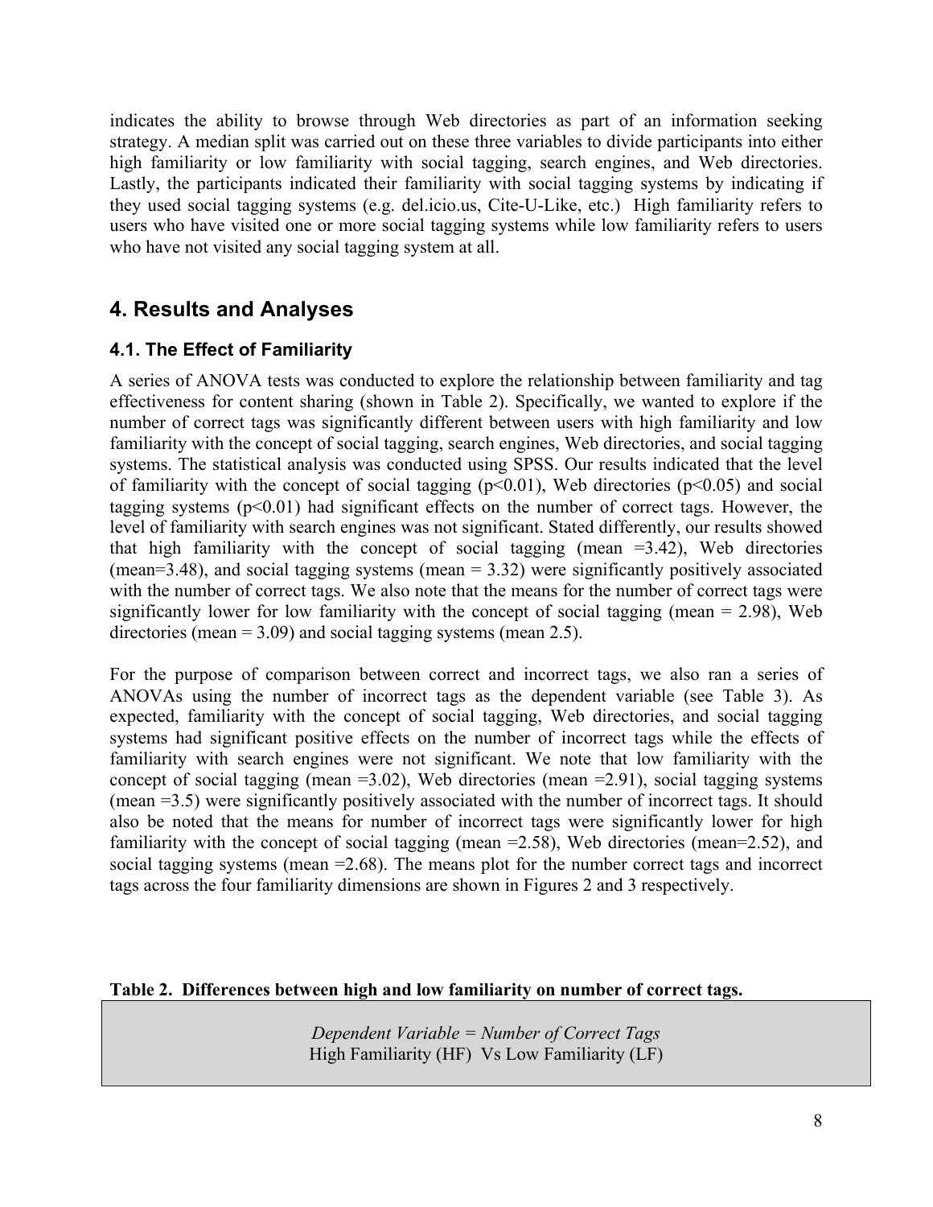indicates the ability to browse through Web directories as part of an information seeking strategy. A median split was carried out on these three variables to divide participants into either high familiarity or low familiarity with social tagging, search engines, and Web directories. Lastly, the participants indicated their familiarity with social tagging systems by indicating if they used social tagging systems (e.g. del.icio.us, Cite-U-Like, etc.) High familiarity refers to users who have visited one or more social tagging systems while low familiarity refers to users who have not visited any social tagging system at all.

## 4. Results and Analyses

### 4.1. The Effect of Familiarity

A series of ANOVA tests was conducted to explore the relationship between familiarity and tag effectiveness for content sharing (shown in Table 2). Specifically, we wanted to explore if the number of correct tags was significantly different between users with high familiarity and low familiarity with the concept of social tagging, search engines, Web directories, and social tagging systems. The statistical analysis was conducted using SPSS. Our results indicated that the level of familiarity with the concept of social tagging ($p<0.01$), Web directories ($p<0.05$) and social tagging systems ($p<0.01$) had significant effects on the number of correct tags. However, the level of familiarity with search engines was not significant. Stated differently, our results showed that high familiarity with the concept of social tagging (mean =3.42), Web directories (mean=3.48), and social tagging systems (mean = 3.32) were significantly positively associated with the number of correct tags. We also note that the means for the number of correct tags were significantly lower for low familiarity with the concept of social tagging (mean = 2.98), Web directories (mean = 3.09) and social tagging systems (mean 2.5).

For the purpose of comparison between correct and incorrect tags, we also ran a series of ANOVAs using the number of incorrect tags as the dependent variable (see Table 3). As expected, familiarity with the concept of social tagging, Web directories, and social tagging systems had significant positive effects on the number of incorrect tags while the effects of familiarity with search engines were not significant. We note that low familiarity with the concept of social tagging (mean =3.02), Web directories (mean =2.91), social tagging systems (mean =3.5) were significantly positively associated with the number of incorrect tags. It should also be noted that the means for number of incorrect tags were significantly lower for high familiarity with the concept of social tagging (mean =2.58), Web directories (mean=2.52), and social tagging systems (mean =2.68). The means plot for the number correct tags and incorrect tags across the four familiarity dimensions are shown in Figures 2 and 3 respectively.

**Table 2. Differences between high and low familiarity on number of correct tags.**

| *Dependent Variable = Number of Correct Tags*<br>High Familiarity (HF) Vs Low Familiarity (LF) |
|---|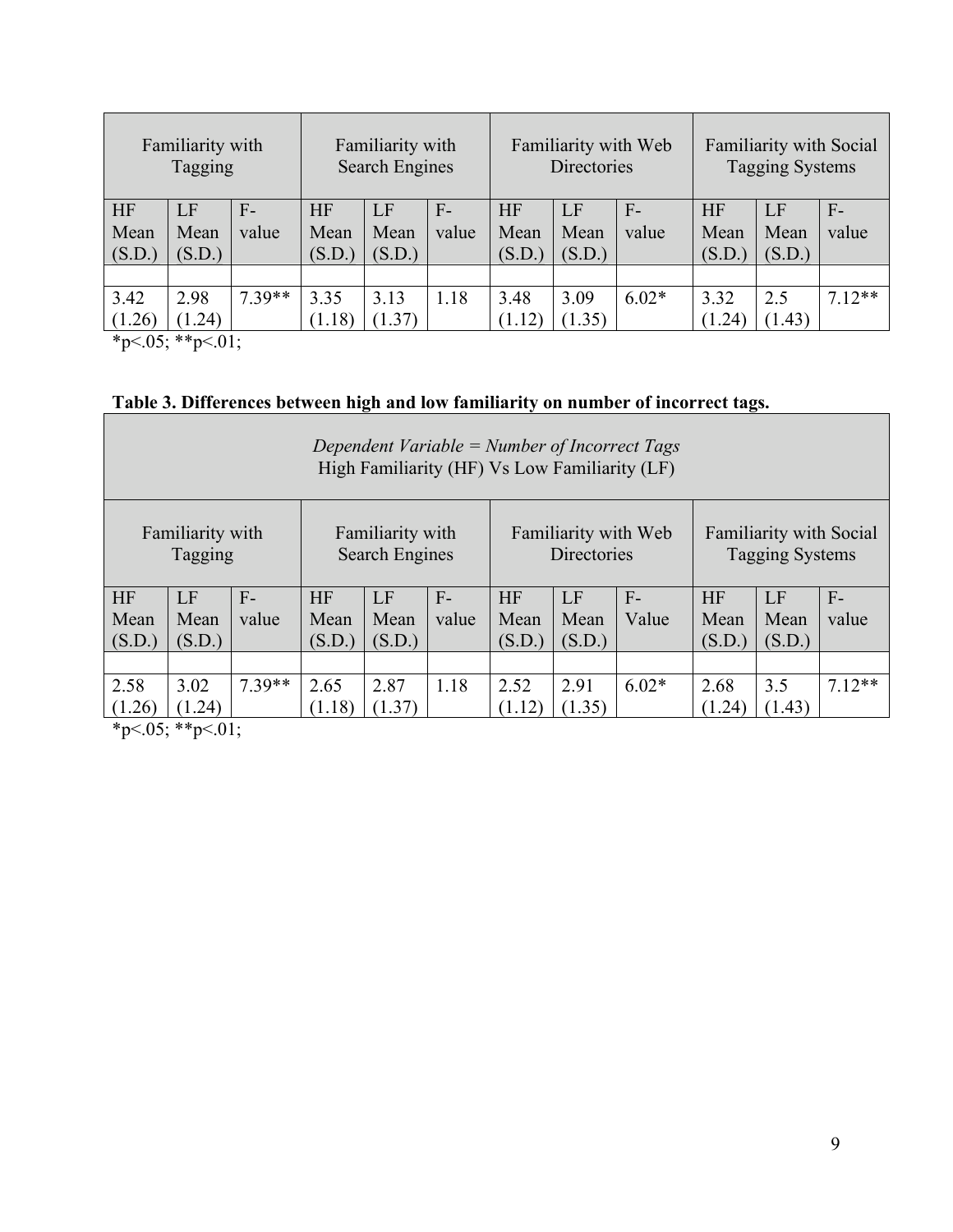| Familiarity with Tagging | | | Familiarity with Search Engines | | | Familiarity with Web Directories | | | Familiarity with Social Tagging Systems | | |
|---|---|---|---|---|---|---|---|---|---|---|---|
| HF Mean (S.D.) | LF Mean (S.D.) | F-value | HF Mean (S.D.) | LF Mean (S.D.) | F-value | HF Mean (S.D.) | LF Mean (S.D.) | F-value | HF Mean (S.D.) | LF Mean (S.D.) | F-value |
| | | | | | | | | | | | |
| 3.42 (1.26) | 2.98 (1.24) | 7.39** | 3.35 (1.18) | 3.13 (1.37) | 1.18 | 3.48 (1.12) | 3.09 (1.35) | 6.02* | 3.32 (1.24) | 2.5 (1.43) | 7.12** |

*p<.05; **p<.01;

**Table 3. Differences between high and low familiarity on number of incorrect tags.**

| *Dependent Variable = Number of Incorrect Tags* High Familiarity (HF) Vs Low Familiarity (LF) | | | | | | | | | | | |
|---|---|---|---|---|---|---|---|---|---|---|---|
| Familiarity with Tagging | | | Familiarity with Search Engines | | | Familiarity with Web Directories | | | Familiarity with Social Tagging Systems | | |
| HF Mean (S.D.) | LF Mean (S.D.) | F-value | HF Mean (S.D.) | LF Mean (S.D.) | F-value | HF Mean (S.D.) | LF Mean (S.D.) | F-Value | HF Mean (S.D.) | LF Mean (S.D.) | F-value |
| | | | | | | | | | | | |
| 2.58 (1.26) | 3.02 (1.24) | 7.39** | 2.65 (1.18) | 2.87 (1.37) | 1.18 | 2.52 (1.12) | 2.91 (1.35) | 6.02* | 2.68 (1.24) | 3.5 (1.43) | 7.12** |

*p<.05; **p<.01;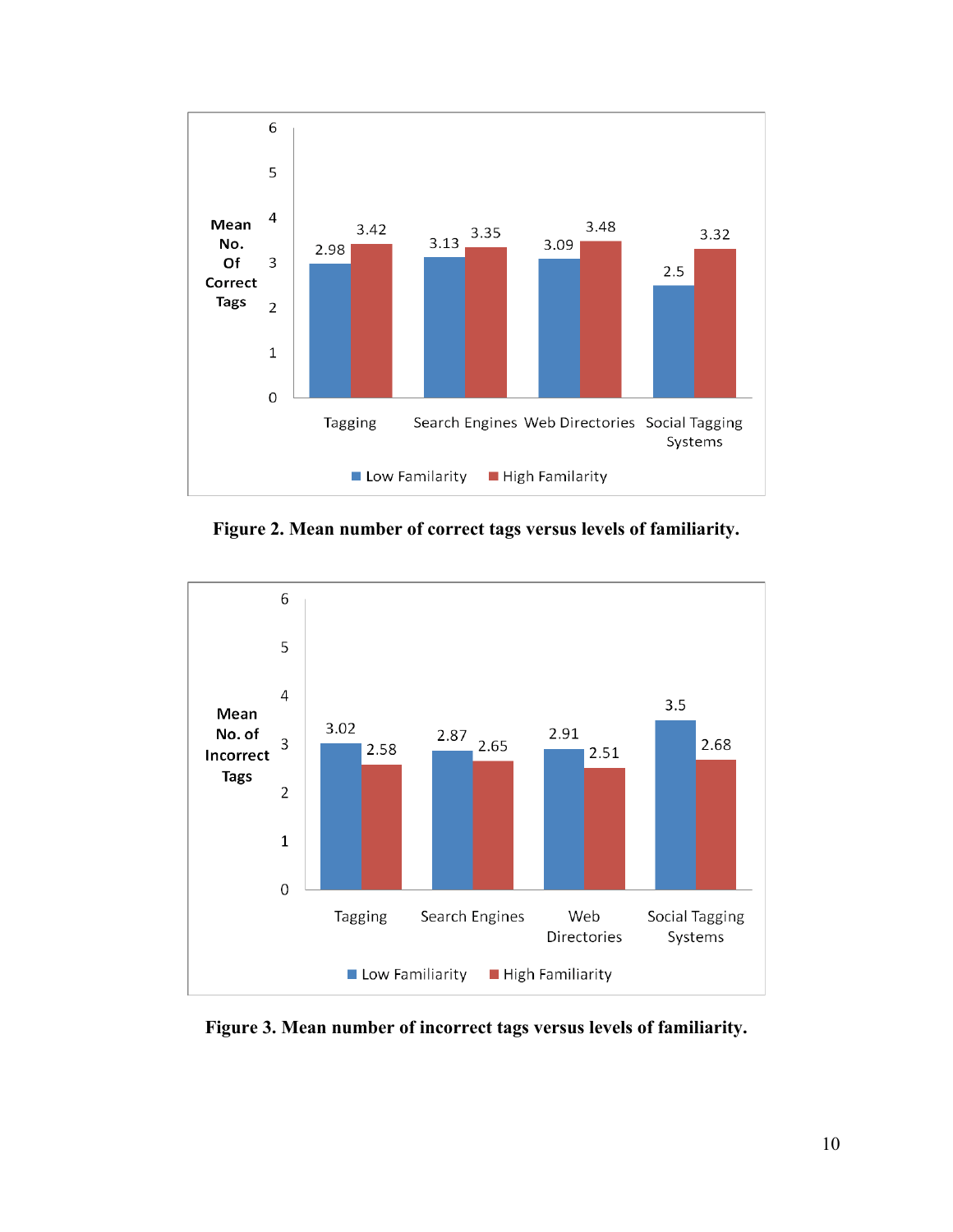| | Tagging | Search Engines | Web Directories | Social Tagging Systems |
|---|---|---|---|---|
| Low Familarity | 2.98 | 3.13 | 3.09 | 2.5 |
| High Familarity | 3.42 | 3.35 | 3.48 | 3.32 |

**Figure 2. Mean number of correct tags versus levels of familiarity.**

| | Tagging | Search Engines | Web Directories | Social Tagging Systems |
|---|---|---|---|---|
| Low Familiarity | 3.02 | 2.87 | 2.91 | 3.5 |
| High Familiarity | 2.58 | 2.65 | 2.51 | 2.68 |

**Figure 3. Mean number of incorrect tags versus levels of familiarity.**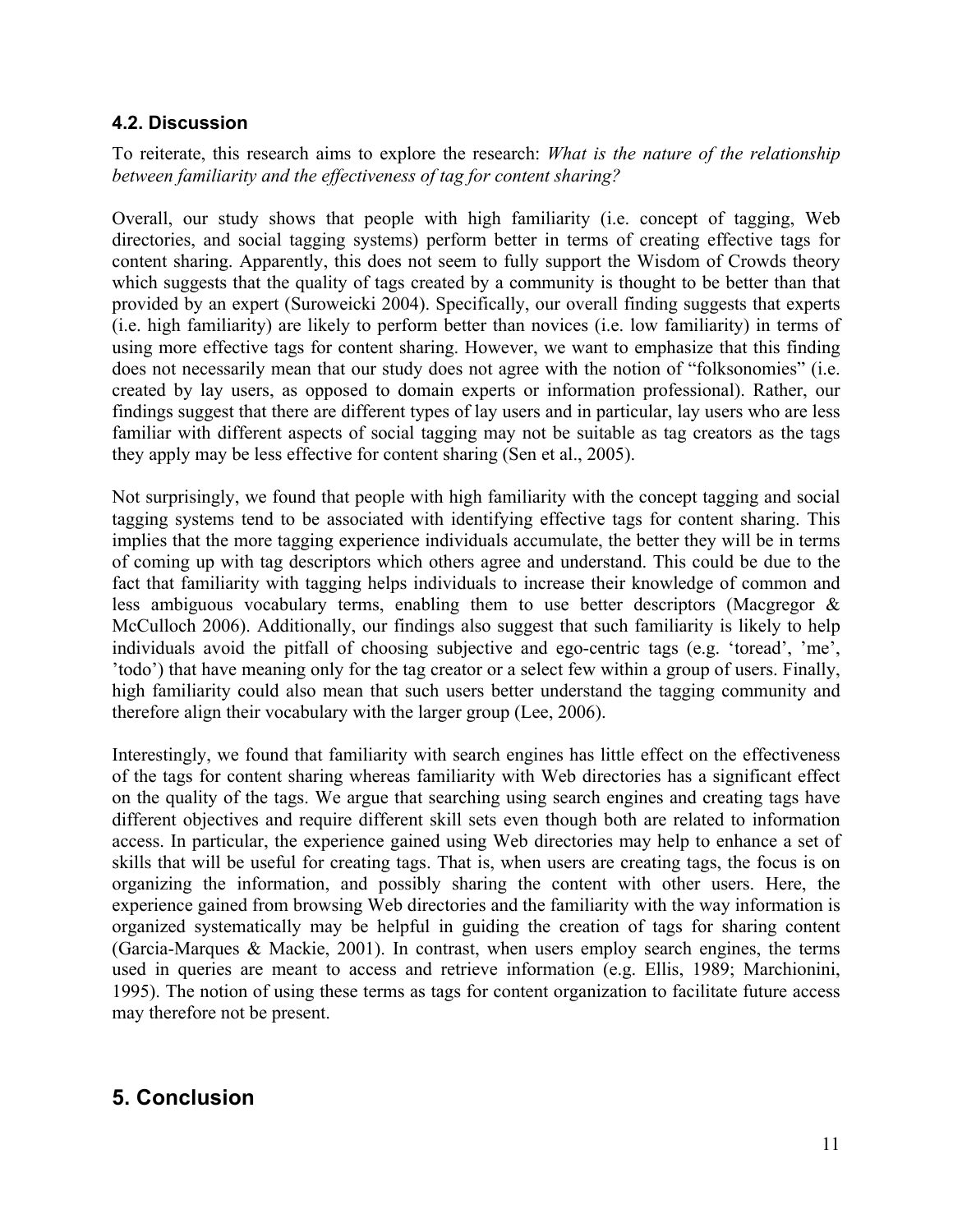### 4.2. Discussion

To reiterate, this research aims to explore the research: *What is the nature of the relationship between familiarity and the effectiveness of tag for content sharing?*

Overall, our study shows that people with high familiarity (i.e. concept of tagging, Web directories, and social tagging systems) perform better in terms of creating effective tags for content sharing. Apparently, this does not seem to fully support the Wisdom of Crowds theory which suggests that the quality of tags created by a community is thought to be better than that provided by an expert (Suroweicki 2004). Specifically, our overall finding suggests that experts (i.e. high familiarity) are likely to perform better than novices (i.e. low familiarity) in terms of using more effective tags for content sharing. However, we want to emphasize that this finding does not necessarily mean that our study does not agree with the notion of "folksonomies" (i.e. created by lay users, as opposed to domain experts or information professional). Rather, our findings suggest that there are different types of lay users and in particular, lay users who are less familiar with different aspects of social tagging may not be suitable as tag creators as the tags they apply may be less effective for content sharing (Sen et al., 2005).

Not surprisingly, we found that people with high familiarity with the concept tagging and social tagging systems tend to be associated with identifying effective tags for content sharing. This implies that the more tagging experience individuals accumulate, the better they will be in terms of coming up with tag descriptors which others agree and understand. This could be due to the fact that familiarity with tagging helps individuals to increase their knowledge of common and less ambiguous vocabulary terms, enabling them to use better descriptors (Macgregor & McCulloch 2006). Additionally, our findings also suggest that such familiarity is likely to help individuals avoid the pitfall of choosing subjective and ego-centric tags (e.g. 'toread', 'me', 'todo') that have meaning only for the tag creator or a select few within a group of users. Finally, high familiarity could also mean that such users better understand the tagging community and therefore align their vocabulary with the larger group (Lee, 2006).

Interestingly, we found that familiarity with search engines has little effect on the effectiveness of the tags for content sharing whereas familiarity with Web directories has a significant effect on the quality of the tags. We argue that searching using search engines and creating tags have different objectives and require different skill sets even though both are related to information access. In particular, the experience gained using Web directories may help to enhance a set of skills that will be useful for creating tags. That is, when users are creating tags, the focus is on organizing the information, and possibly sharing the content with other users. Here, the experience gained from browsing Web directories and the familiarity with the way information is organized systematically may be helpful in guiding the creation of tags for sharing content (Garcia-Marques & Mackie, 2001). In contrast, when users employ search engines, the terms used in queries are meant to access and retrieve information (e.g. Ellis, 1989; Marchionini, 1995). The notion of using these terms as tags for content organization to facilitate future access may therefore not be present.

## 5. Conclusion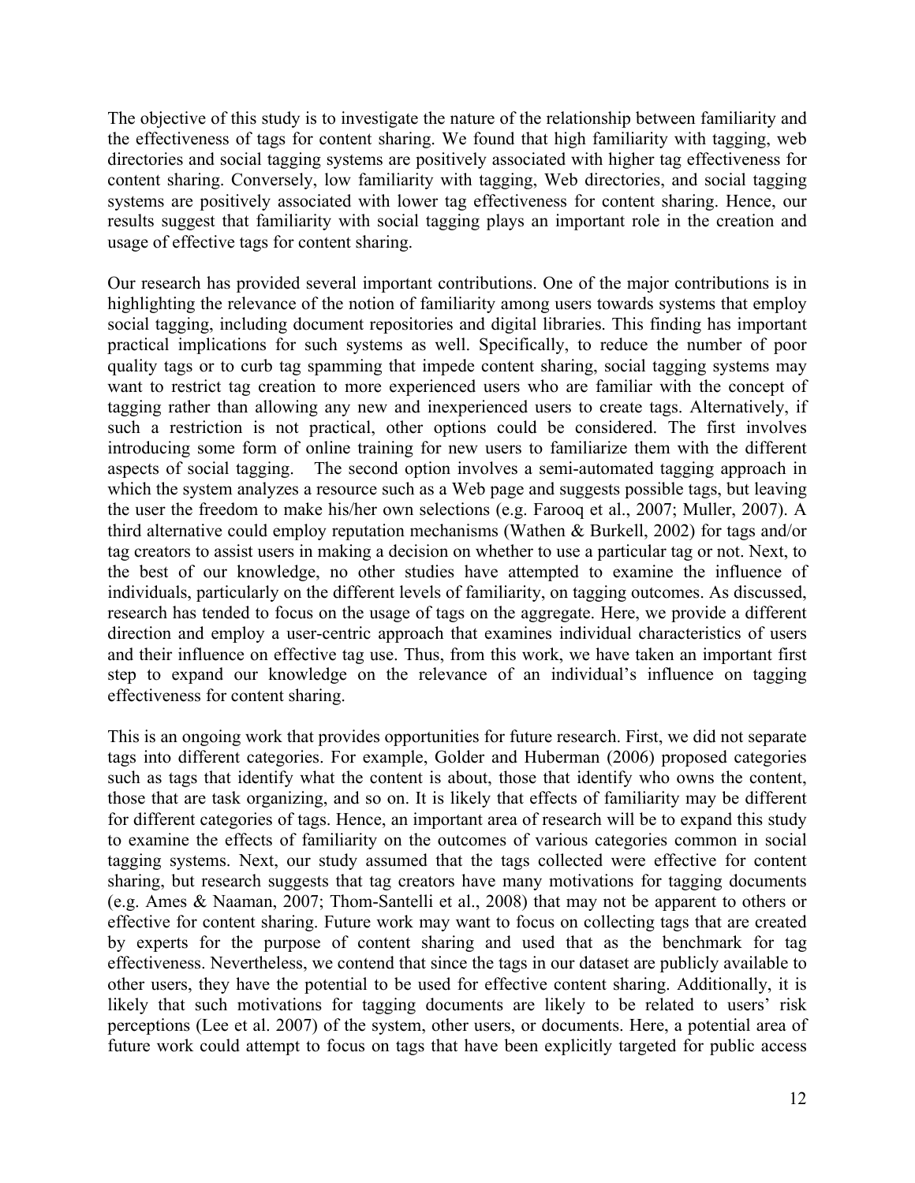The objective of this study is to investigate the nature of the relationship between familiarity and the effectiveness of tags for content sharing. We found that high familiarity with tagging, web directories and social tagging systems are positively associated with higher tag effectiveness for content sharing. Conversely, low familiarity with tagging, Web directories, and social tagging systems are positively associated with lower tag effectiveness for content sharing. Hence, our results suggest that familiarity with social tagging plays an important role in the creation and usage of effective tags for content sharing.

Our research has provided several important contributions. One of the major contributions is in highlighting the relevance of the notion of familiarity among users towards systems that employ social tagging, including document repositories and digital libraries. This finding has important practical implications for such systems as well. Specifically, to reduce the number of poor quality tags or to curb tag spamming that impede content sharing, social tagging systems may want to restrict tag creation to more experienced users who are familiar with the concept of tagging rather than allowing any new and inexperienced users to create tags. Alternatively, if such a restriction is not practical, other options could be considered. The first involves introducing some form of online training for new users to familiarize them with the different aspects of social tagging. The second option involves a semi-automated tagging approach in which the system analyzes a resource such as a Web page and suggests possible tags, but leaving the user the freedom to make his/her own selections (e.g. Farooq et al., 2007; Muller, 2007). A third alternative could employ reputation mechanisms (Wathen & Burkell, 2002) for tags and/or tag creators to assist users in making a decision on whether to use a particular tag or not. Next, to the best of our knowledge, no other studies have attempted to examine the influence of individuals, particularly on the different levels of familiarity, on tagging outcomes. As discussed, research has tended to focus on the usage of tags on the aggregate. Here, we provide a different direction and employ a user-centric approach that examines individual characteristics of users and their influence on effective tag use. Thus, from this work, we have taken an important first step to expand our knowledge on the relevance of an individual's influence on tagging effectiveness for content sharing.

This is an ongoing work that provides opportunities for future research. First, we did not separate tags into different categories. For example, Golder and Huberman (2006) proposed categories such as tags that identify what the content is about, those that identify who owns the content, those that are task organizing, and so on. It is likely that effects of familiarity may be different for different categories of tags. Hence, an important area of research will be to expand this study to examine the effects of familiarity on the outcomes of various categories common in social tagging systems. Next, our study assumed that the tags collected were effective for content sharing, but research suggests that tag creators have many motivations for tagging documents (e.g. Ames & Naaman, 2007; Thom-Santelli et al., 2008) that may not be apparent to others or effective for content sharing. Future work may want to focus on collecting tags that are created by experts for the purpose of content sharing and used that as the benchmark for tag effectiveness. Nevertheless, we contend that since the tags in our dataset are publicly available to other users, they have the potential to be used for effective content sharing. Additionally, it is likely that such motivations for tagging documents are likely to be related to users' risk perceptions (Lee et al. 2007) of the system, other users, or documents. Here, a potential area of future work could attempt to focus on tags that have been explicitly targeted for public access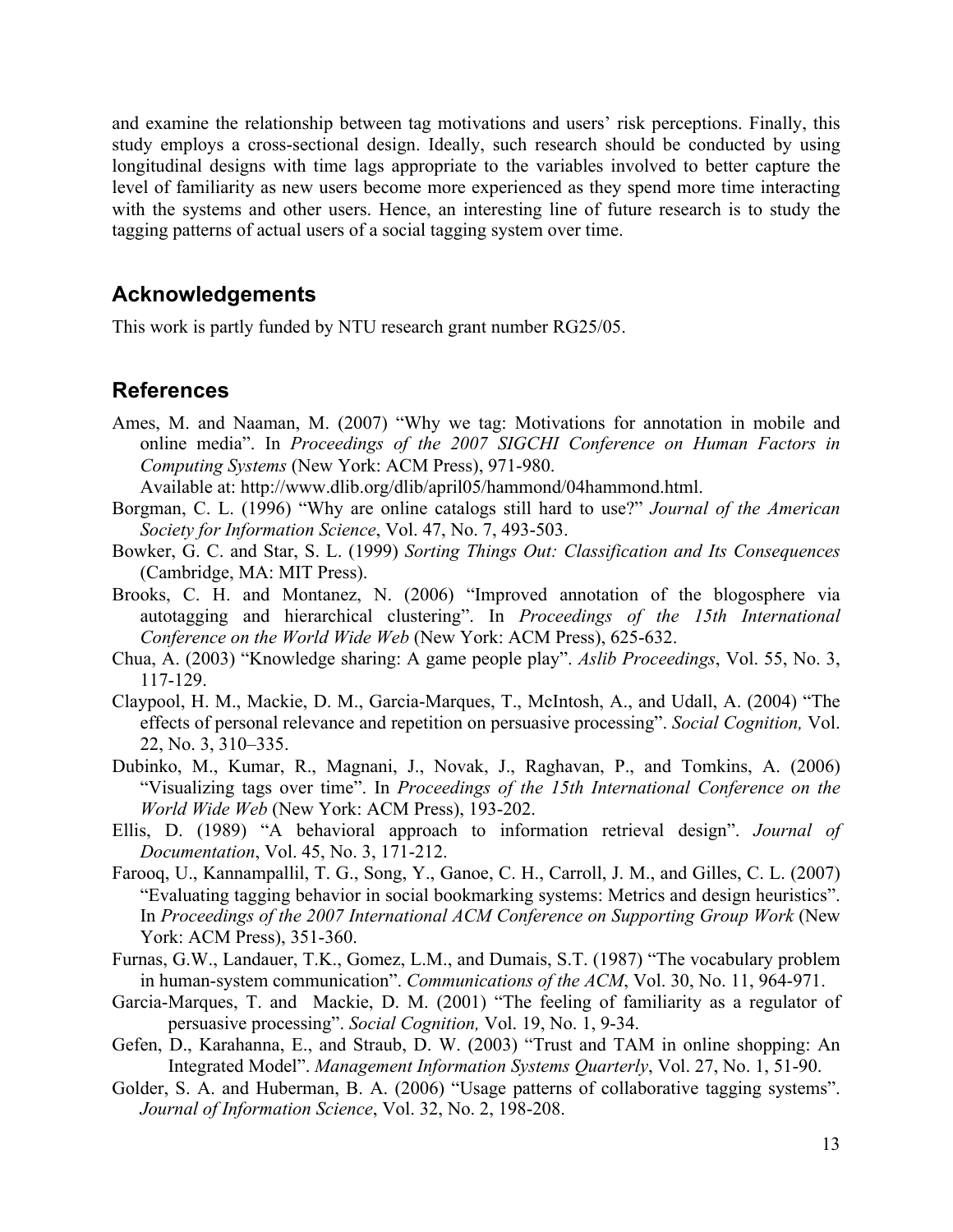and examine the relationship between tag motivations and users' risk perceptions. Finally, this study employs a cross-sectional design. Ideally, such research should be conducted by using longitudinal designs with time lags appropriate to the variables involved to better capture the level of familiarity as new users become more experienced as they spend more time interacting with the systems and other users. Hence, an interesting line of future research is to study the tagging patterns of actual users of a social tagging system over time.

## Acknowledgements

This work is partly funded by NTU research grant number RG25/05.

## References

Ames, M. and Naaman, M. (2007) "Why we tag: Motivations for annotation in mobile and online media". In *Proceedings of the 2007 SIGCHI Conference on Human Factors in Computing Systems* (New York: ACM Press), 971-980.
Available at: http://www.dlib.org/dlib/april05/hammond/04hammond.html.

Borgman, C. L. (1996) "Why are online catalogs still hard to use?" *Journal of the American Society for Information Science*, Vol. 47, No. 7, 493-503.

Bowker, G. C. and Star, S. L. (1999) *Sorting Things Out: Classification and Its Consequences* (Cambridge, MA: MIT Press).

Brooks, C. H. and Montanez, N. (2006) "Improved annotation of the blogosphere via autotagging and hierarchical clustering". In *Proceedings of the 15th International Conference on the World Wide Web* (New York: ACM Press), 625-632.

Chua, A. (2003) "Knowledge sharing: A game people play". *Aslib Proceedings*, Vol. 55, No. 3, 117-129.

Claypool, H. M., Mackie, D. M., Garcia-Marques, T., McIntosh, A., and Udall, A. (2004) "The effects of personal relevance and repetition on persuasive processing". *Social Cognition,* Vol. 22, No. 3, 310–335.

Dubinko, M., Kumar, R., Magnani, J., Novak, J., Raghavan, P., and Tomkins, A. (2006) "Visualizing tags over time". In *Proceedings of the 15th International Conference on the World Wide Web* (New York: ACM Press), 193-202.

Ellis, D. (1989) "A behavioral approach to information retrieval design". *Journal of Documentation*, Vol. 45, No. 3, 171-212.

Farooq, U., Kannampallil, T. G., Song, Y., Ganoe, C. H., Carroll, J. M., and Gilles, C. L. (2007) "Evaluating tagging behavior in social bookmarking systems: Metrics and design heuristics". In *Proceedings of the 2007 International ACM Conference on Supporting Group Work* (New York: ACM Press), 351-360.

Furnas, G.W., Landauer, T.K., Gomez, L.M., and Dumais, S.T. (1987) "The vocabulary problem in human-system communication". *Communications of the ACM*, Vol. 30, No. 11, 964-971.

Garcia-Marques, T. and Mackie, D. M. (2001) "The feeling of familiarity as a regulator of persuasive processing". *Social Cognition,* Vol. 19, No. 1, 9-34.

Gefen, D., Karahanna, E., and Straub, D. W. (2003) "Trust and TAM in online shopping: An Integrated Model". *Management Information Systems Quarterly*, Vol. 27, No. 1, 51-90.

Golder, S. A. and Huberman, B. A. (2006) "Usage patterns of collaborative tagging systems". *Journal of Information Science*, Vol. 32, No. 2, 198-208.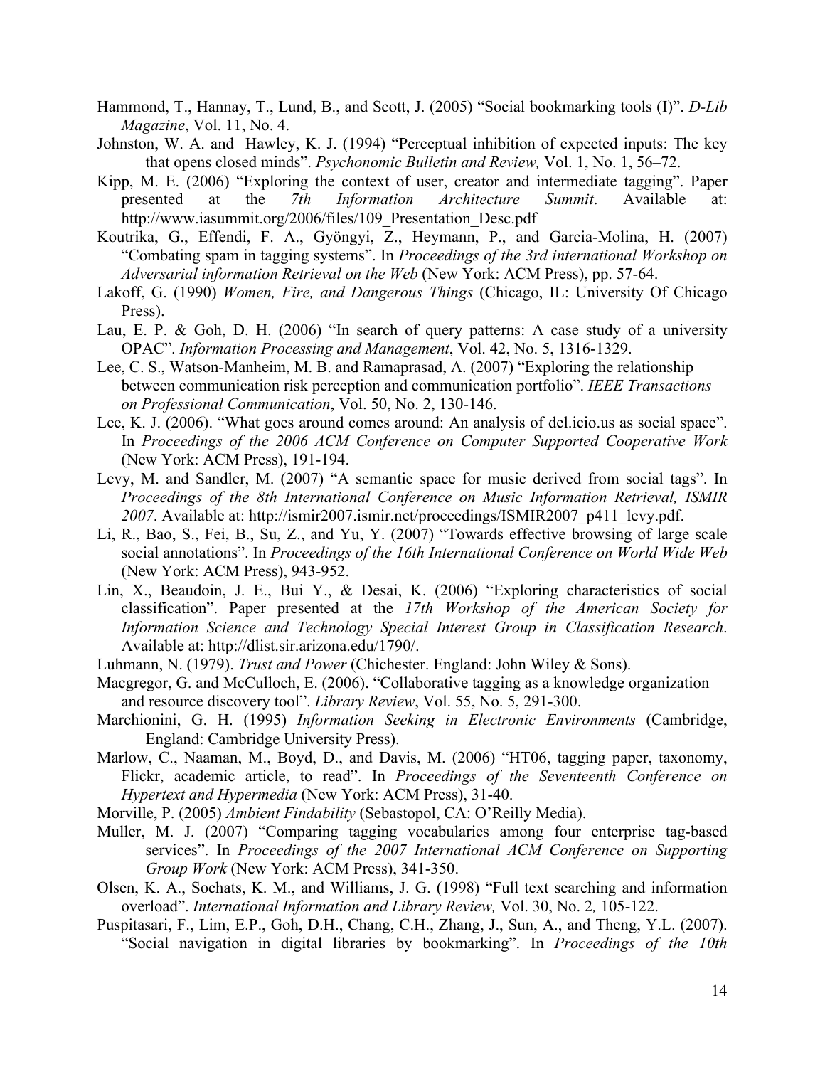Hammond, T., Hannay, T., Lund, B., and Scott, J. (2005) “Social bookmarking tools (I)”. *D-Lib Magazine*, Vol. 11, No. 4.

Johnston, W. A. and Hawley, K. J. (1994) “Perceptual inhibition of expected inputs: The key that opens closed minds”. *Psychonomic Bulletin and Review,* Vol. 1, No. 1, 56–72.

Kipp, M. E. (2006) “Exploring the context of user, creator and intermediate tagging”. Paper presented at the *7th Information Architecture Summit*. Available at: http://www.iasummit.org/2006/files/109_Presentation_Desc.pdf

Koutrika, G., Effendi, F. A., Gyöngyi, Z., Heymann, P., and Garcia-Molina, H. (2007) “Combating spam in tagging systems”. In *Proceedings of the 3rd international Workshop on Adversarial information Retrieval on the Web* (New York: ACM Press), pp. 57-64.

Lakoff, G. (1990) *Women, Fire, and Dangerous Things* (Chicago, IL: University Of Chicago Press).

Lau, E. P. & Goh, D. H. (2006) “In search of query patterns: A case study of a university OPAC”. *Information Processing and Management*, Vol. 42, No. 5, 1316-1329.

Lee, C. S., Watson-Manheim, M. B. and Ramaprasad, A. (2007) “Exploring the relationship between communication risk perception and communication portfolio”. *IEEE Transactions on Professional Communication*, Vol. 50, No. 2, 130-146.

Lee, K. J. (2006). “What goes around comes around: An analysis of del.icio.us as social space”. In *Proceedings of the 2006 ACM Conference on Computer Supported Cooperative Work* (New York: ACM Press), 191-194.

Levy, M. and Sandler, M. (2007) “A semantic space for music derived from social tags”. In *Proceedings of the 8th International Conference on Music Information Retrieval, ISMIR 2007*. Available at: http://ismir2007.ismir.net/proceedings/ISMIR2007_p411_levy.pdf.

Li, R., Bao, S., Fei, B., Su, Z., and Yu, Y. (2007) “Towards effective browsing of large scale social annotations”. In *Proceedings of the 16th International Conference on World Wide Web* (New York: ACM Press), 943-952.

Lin, X., Beaudoin, J. E., Bui Y., & Desai, K. (2006) “Exploring characteristics of social classification”. Paper presented at the *17th Workshop of the American Society for Information Science and Technology Special Interest Group in Classification Research*. Available at: http://dlist.sir.arizona.edu/1790/.

Luhmann, N. (1979). *Trust and Power* (Chichester. England: John Wiley & Sons).

Macgregor, G. and McCulloch, E. (2006). “Collaborative tagging as a knowledge organization and resource discovery tool”. *Library Review*, Vol. 55, No. 5, 291-300.

Marchionini, G. H. (1995) *Information Seeking in Electronic Environments* (Cambridge, England: Cambridge University Press).

Marlow, C., Naaman, M., Boyd, D., and Davis, M. (2006) “HT06, tagging paper, taxonomy, Flickr, academic article, to read”. In *Proceedings of the Seventeenth Conference on Hypertext and Hypermedia* (New York: ACM Press), 31-40.

Morville, P. (2005) *Ambient Findability* (Sebastopol, CA: O’Reilly Media).

Muller, M. J. (2007) “Comparing tagging vocabularies among four enterprise tag-based services”. In *Proceedings of the 2007 International ACM Conference on Supporting Group Work* (New York: ACM Press), 341-350.

Olsen, K. A., Sochats, K. M., and Williams, J. G. (1998) “Full text searching and information overload”. *International Information and Library Review,* Vol. 30, No. 2*,* 105-122.

Puspitasari, F., Lim, E.P., Goh, D.H., Chang, C.H., Zhang, J., Sun, A., and Theng, Y.L. (2007). “Social navigation in digital libraries by bookmarking”. In *Proceedings of the 10th*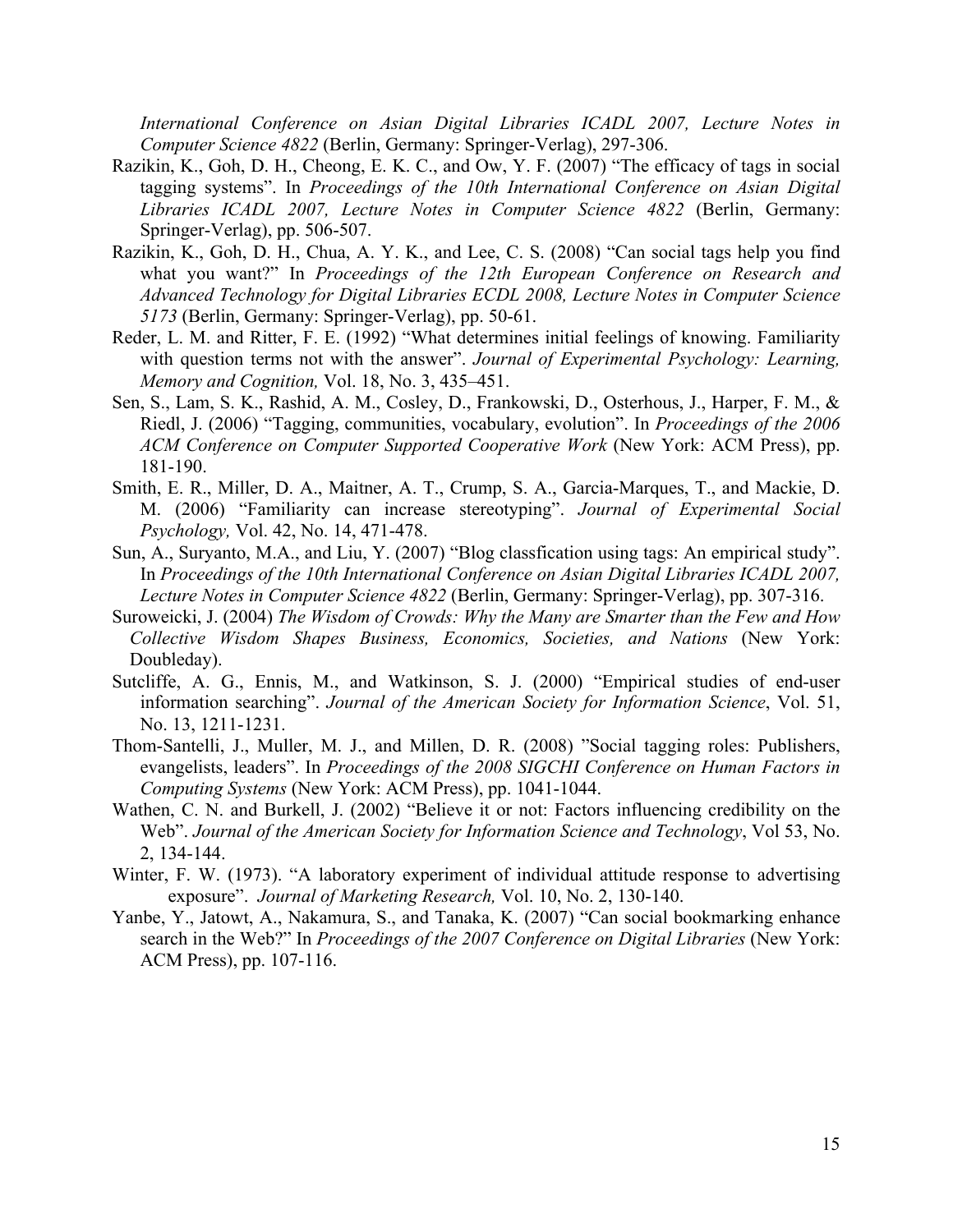*International Conference on Asian Digital Libraries ICADL 2007, Lecture Notes in Computer Science 4822* (Berlin, Germany: Springer-Verlag), 297-306.

Razikin, K., Goh, D. H., Cheong, E. K. C., and Ow, Y. F. (2007) "The efficacy of tags in social tagging systems". In *Proceedings of the 10th International Conference on Asian Digital Libraries ICADL 2007, Lecture Notes in Computer Science 4822* (Berlin, Germany: Springer-Verlag), pp. 506-507.

Razikin, K., Goh, D. H., Chua, A. Y. K., and Lee, C. S. (2008) "Can social tags help you find what you want?" In *Proceedings of the 12th European Conference on Research and Advanced Technology for Digital Libraries ECDL 2008, Lecture Notes in Computer Science 5173* (Berlin, Germany: Springer-Verlag), pp. 50-61.

Reder, L. M. and Ritter, F. E. (1992) "What determines initial feelings of knowing. Familiarity with question terms not with the answer". *Journal of Experimental Psychology: Learning, Memory and Cognition,* Vol. 18, No. 3, 435–451.

Sen, S., Lam, S. K., Rashid, A. M., Cosley, D., Frankowski, D., Osterhous, J., Harper, F. M., & Riedl, J. (2006) "Tagging, communities, vocabulary, evolution". In *Proceedings of the 2006 ACM Conference on Computer Supported Cooperative Work* (New York: ACM Press), pp. 181-190.

Smith, E. R., Miller, D. A., Maitner, A. T., Crump, S. A., Garcia-Marques, T., and Mackie, D. M. (2006) "Familiarity can increase stereotyping". *Journal of Experimental Social Psychology,* Vol. 42, No. 14, 471-478.

Sun, A., Suryanto, M.A., and Liu, Y. (2007) "Blog classfication using tags: An empirical study". In *Proceedings of the 10th International Conference on Asian Digital Libraries ICADL 2007, Lecture Notes in Computer Science 4822* (Berlin, Germany: Springer-Verlag), pp. 307-316.

Suroweicki, J. (2004) *The Wisdom of Crowds: Why the Many are Smarter than the Few and How Collective Wisdom Shapes Business, Economics, Societies, and Nations* (New York: Doubleday).

Sutcliffe, A. G., Ennis, M., and Watkinson, S. J. (2000) "Empirical studies of end-user information searching". *Journal of the American Society for Information Science*, Vol. 51, No. 13, 1211-1231.

Thom-Santelli, J., Muller, M. J., and Millen, D. R. (2008) "Social tagging roles: Publishers, evangelists, leaders". In *Proceedings of the 2008 SIGCHI Conference on Human Factors in Computing Systems* (New York: ACM Press), pp. 1041-1044.

Wathen, C. N. and Burkell, J. (2002) "Believe it or not: Factors influencing credibility on the Web". *Journal of the American Society for Information Science and Technology*, Vol 53, No. 2, 134-144.

Winter, F. W. (1973). "A laboratory experiment of individual attitude response to advertising exposure". *Journal of Marketing Research,* Vol. 10, No. 2, 130-140.

Yanbe, Y., Jatowt, A., Nakamura, S., and Tanaka, K. (2007) "Can social bookmarking enhance search in the Web?" In *Proceedings of the 2007 Conference on Digital Libraries* (New York: ACM Press), pp. 107-116.